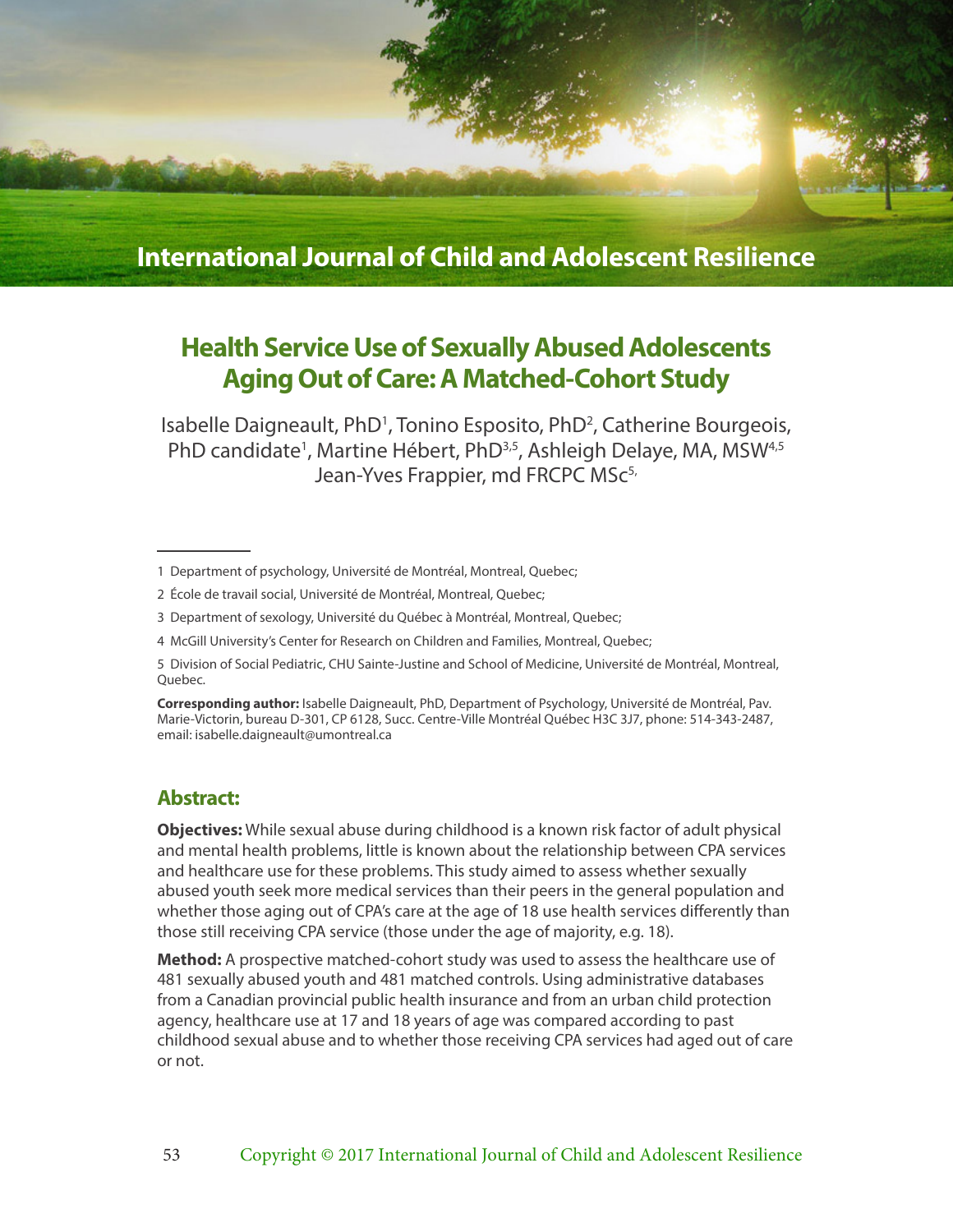# Health Service Use of Sexually Abused Adolescents Aging Out of Care: A Matched-Cohort Study

Isabelle Daigneault, PhD[1], Tonino Esposito, PhD[2], Catherine Bourgeois, PhD candidate[1], Martine Hébert, PhD[3,5], Ashleigh Delaye, MA, MSW[4,5] Jean-Yves Frappier, md FRCPC MSc[5,]

1 Department of psychology, Université de Montréal, Montreal, Quebec;

2 École de travail social, Université de Montréal, Montreal, Quebec;

3 Department of sexology, Université du Québec à Montréal, Montreal, Quebec;

4 McGill University's Center for Research on Children and Families, Montreal, Quebec;

5 Division of Social Pediatric, CHU Sainte-Justine and School of Medicine, Université de Montréal, Montreal, Quebec.

**Corresponding author:** Isabelle Daigneault, PhD, Department of Psychology, Université de Montréal, Pav. Marie-Victorin, bureau D-301, CP 6128, Succ. Centre-Ville Montréal Québec H3C 3J7, phone: 514-343-2487, email: isabelle.daigneault@umontreal.ca

## Abstract:

**Objectives:** While sexual abuse during childhood is a known risk factor of adult physical and mental health problems, little is known about the relationship between CPA services and healthcare use for these problems. This study aimed to assess whether sexually abused youth seek more medical services than their peers in the general population and whether those aging out of CPA's care at the age of 18 use health services differently than those still receiving CPA service (those under the age of majority, e.g. 18).

**Method:** A prospective matched-cohort study was used to assess the healthcare use of 481 sexually abused youth and 481 matched controls. Using administrative databases from a Canadian provincial public health insurance and from an urban child protection agency, healthcare use at 17 and 18 years of age was compared according to past childhood sexual abuse and to whether those receiving CPA services had aged out of care or not.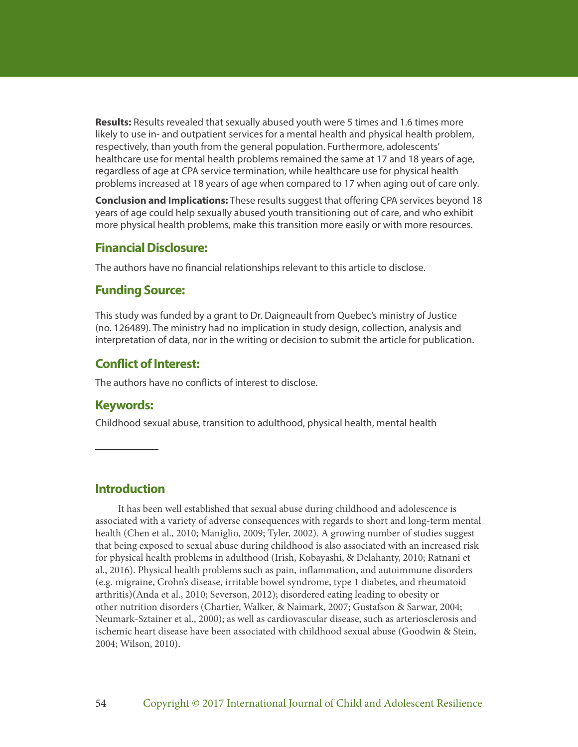**Results:** Results revealed that sexually abused youth were 5 times and 1.6 times more likely to use in- and outpatient services for a mental health and physical health problem, respectively, than youth from the general population. Furthermore, adolescents' healthcare use for mental health problems remained the same at 17 and 18 years of age, regardless of age at CPA service termination, while healthcare use for physical health problems increased at 18 years of age when compared to 17 when aging out of care only.

**Conclusion and Implications:** These results suggest that offering CPA services beyond 18 years of age could help sexually abused youth transitioning out of care, and who exhibit more physical health problems, make this transition more easily or with more resources.

## Financial Disclosure:

The authors have no financial relationships relevant to this article to disclose.

## Funding Source:

This study was funded by a grant to Dr. Daigneault from Quebec's ministry of Justice (no. 126489). The ministry had no implication in study design, collection, analysis and interpretation of data, nor in the writing or decision to submit the article for publication.

## Conflict of Interest:

The authors have no conflicts of interest to disclose.

## Keywords:

Childhood sexual abuse, transition to adulthood, physical health, mental health

## Introduction

It has been well established that sexual abuse during childhood and adolescence is associated with a variety of adverse consequences with regards to short and long-term mental health (Chen et al., 2010; Maniglio, 2009; Tyler, 2002). A growing number of studies suggest that being exposed to sexual abuse during childhood is also associated with an increased risk for physical health problems in adulthood (Irish, Kobayashi, & Delahanty, 2010; Ratnani et al., 2016). Physical health problems such as pain, inflammation, and autoimmune disorders (e.g. migraine, Crohn's disease, irritable bowel syndrome, type 1 diabetes, and rheumatoid arthritis)(Anda et al., 2010; Severson, 2012); disordered eating leading to obesity or other nutrition disorders (Chartier, Walker, & Naimark, 2007; Gustafson & Sarwar, 2004; Neumark-Sztainer et al., 2000); as well as cardiovascular disease, such as arteriosclerosis and ischemic heart disease have been associated with childhood sexual abuse (Goodwin & Stein, 2004; Wilson, 2010).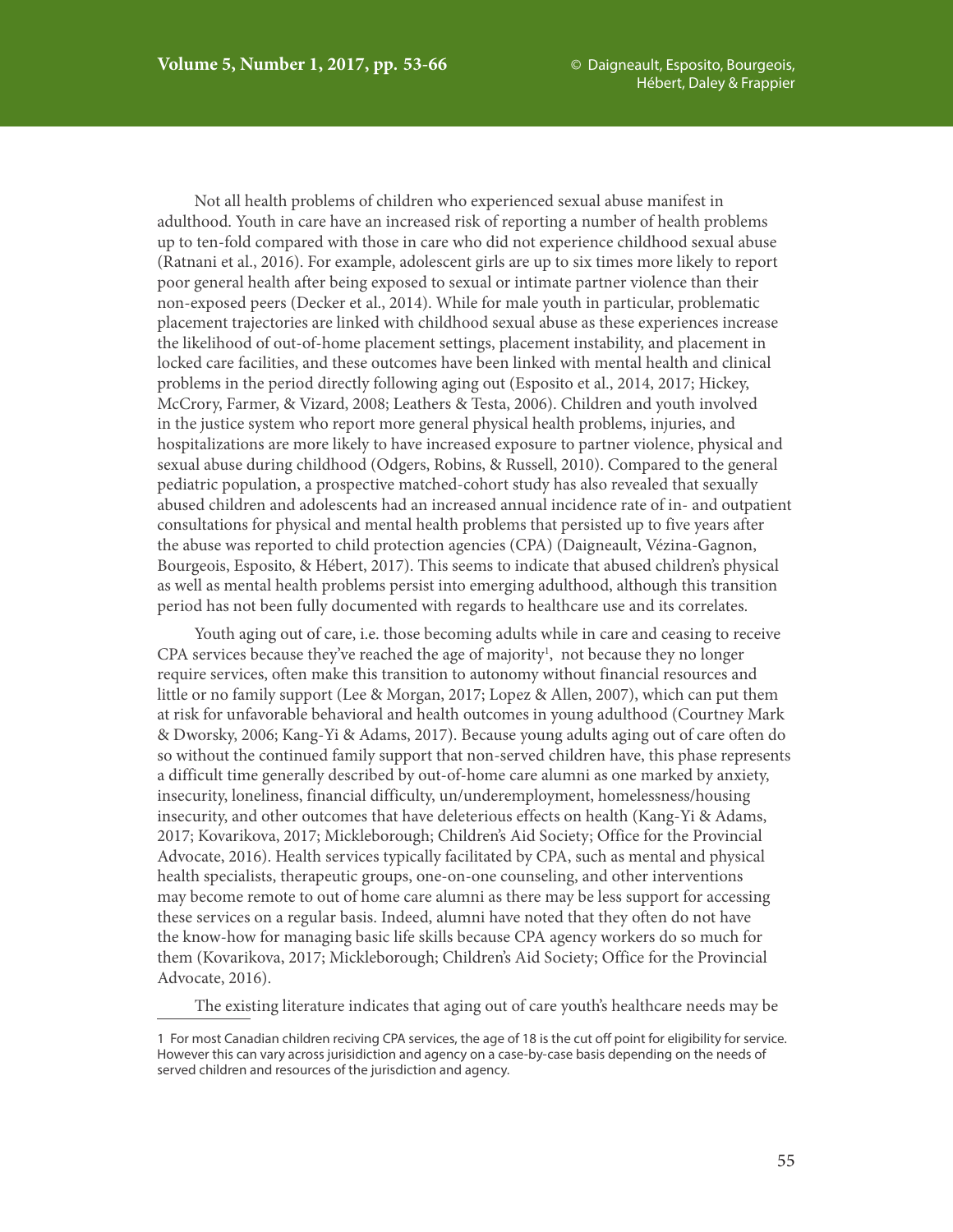Not all health problems of children who experienced sexual abuse manifest in adulthood. Youth in care have an increased risk of reporting a number of health problems up to ten-fold compared with those in care who did not experience childhood sexual abuse (Ratnani et al., 2016). For example, adolescent girls are up to six times more likely to report poor general health after being exposed to sexual or intimate partner violence than their non-exposed peers (Decker et al., 2014). While for male youth in particular, problematic placement trajectories are linked with childhood sexual abuse as these experiences increase the likelihood of out-of-home placement settings, placement instability, and placement in locked care facilities, and these outcomes have been linked with mental health and clinical problems in the period directly following aging out (Esposito et al., 2014, 2017; Hickey, McCrory, Farmer, & Vizard, 2008; Leathers & Testa, 2006). Children and youth involved in the justice system who report more general physical health problems, injuries, and hospitalizations are more likely to have increased exposure to partner violence, physical and sexual abuse during childhood (Odgers, Robins, & Russell, 2010). Compared to the general pediatric population, a prospective matched-cohort study has also revealed that sexually abused children and adolescents had an increased annual incidence rate of in- and outpatient consultations for physical and mental health problems that persisted up to five years after the abuse was reported to child protection agencies (CPA) (Daigneault, Vézina-Gagnon, Bourgeois, Esposito, & Hébert, 2017). This seems to indicate that abused children's physical as well as mental health problems persist into emerging adulthood, although this transition period has not been fully documented with regards to healthcare use and its correlates.

Youth aging out of care, i.e. those becoming adults while in care and ceasing to receive CPA services because they've reached the age of majority[1], not because they no longer require services, often make this transition to autonomy without financial resources and little or no family support (Lee & Morgan, 2017; Lopez & Allen, 2007), which can put them at risk for unfavorable behavioral and health outcomes in young adulthood (Courtney Mark & Dworsky, 2006; Kang-Yi & Adams, 2017). Because young adults aging out of care often do so without the continued family support that non-served children have, this phase represents a difficult time generally described by out-of-home care alumni as one marked by anxiety, insecurity, loneliness, financial difficulty, un/underemployment, homelessness/housing insecurity, and other outcomes that have deleterious effects on health (Kang-Yi & Adams, 2017; Kovarikova, 2017; Mickleborough; Children's Aid Society; Office for the Provincial Advocate, 2016). Health services typically facilitated by CPA, such as mental and physical health specialists, therapeutic groups, one-on-one counseling, and other interventions may become remote to out of home care alumni as there may be less support for accessing these services on a regular basis. Indeed, alumni have noted that they often do not have the know-how for managing basic life skills because CPA agency workers do so much for them (Kovarikova, 2017; Mickleborough; Children's Aid Society; Office for the Provincial Advocate, 2016).

The existing literature indicates that aging out of care youth's healthcare needs may be

---

1 For most Canadian children reciving CPA services, the age of 18 is the cut off point for eligibility for service. However this can vary across jurisidiction and agency on a case-by-case basis depending on the needs of served children and resources of the jurisdiction and agency.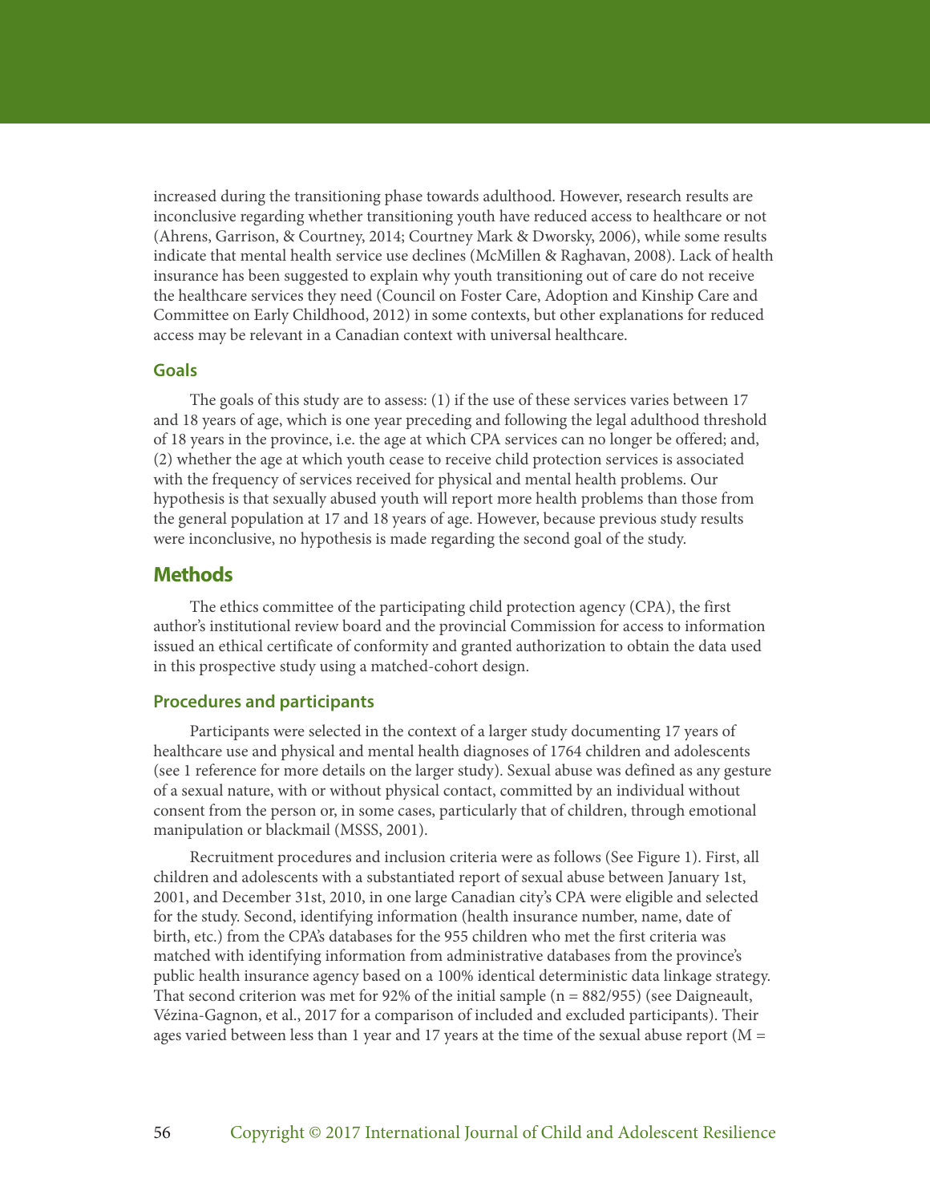increased during the transitioning phase towards adulthood. However, research results are inconclusive regarding whether transitioning youth have reduced access to healthcare or not (Ahrens, Garrison, & Courtney, 2014; Courtney Mark & Dworsky, 2006), while some results indicate that mental health service use declines (McMillen & Raghavan, 2008). Lack of health insurance has been suggested to explain why youth transitioning out of care do not receive the healthcare services they need (Council on Foster Care, Adoption and Kinship Care and Committee on Early Childhood, 2012) in some contexts, but other explanations for reduced access may be relevant in a Canadian context with universal healthcare.

### Goals

The goals of this study are to assess: (1) if the use of these services varies between 17 and 18 years of age, which is one year preceding and following the legal adulthood threshold of 18 years in the province, i.e. the age at which CPA services can no longer be offered; and, (2) whether the age at which youth cease to receive child protection services is associated with the frequency of services received for physical and mental health problems. Our hypothesis is that sexually abused youth will report more health problems than those from the general population at 17 and 18 years of age. However, because previous study results were inconclusive, no hypothesis is made regarding the second goal of the study.

## Methods

The ethics committee of the participating child protection agency (CPA), the first author's institutional review board and the provincial Commission for access to information issued an ethical certificate of conformity and granted authorization to obtain the data used in this prospective study using a matched-cohort design.

### Procedures and participants

Participants were selected in the context of a larger study documenting 17 years of healthcare use and physical and mental health diagnoses of 1764 children and adolescents (see 1 reference for more details on the larger study). Sexual abuse was defined as any gesture of a sexual nature, with or without physical contact, committed by an individual without consent from the person or, in some cases, particularly that of children, through emotional manipulation or blackmail (MSSS, 2001).

Recruitment procedures and inclusion criteria were as follows (See Figure 1). First, all children and adolescents with a substantiated report of sexual abuse between January 1st, 2001, and December 31st, 2010, in one large Canadian city's CPA were eligible and selected for the study. Second, identifying information (health insurance number, name, date of birth, etc.) from the CPA's databases for the 955 children who met the first criteria was matched with identifying information from administrative databases from the province's public health insurance agency based on a 100% identical deterministic data linkage strategy. That second criterion was met for 92% of the initial sample (n = 882/955) (see Daigneault, Vézina-Gagnon, et al., 2017 for a comparison of included and excluded participants). Their ages varied between less than 1 year and 17 years at the time of the sexual abuse report (M =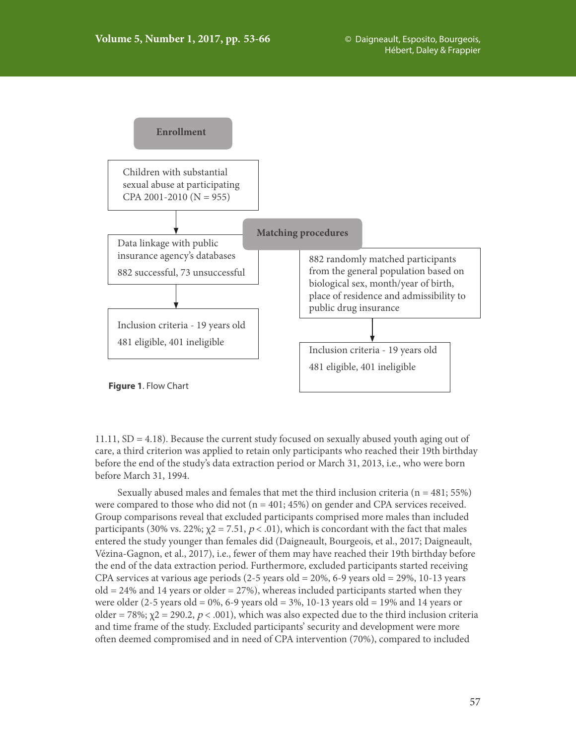**Enrollment**

Children with substantial sexual abuse at participating CPA 2001-2010 (N = 955)

↓

Data linkage with public insurance agency's databases

882 successful, 73 unsuccessful

↓

Inclusion criteria - 19 years old

481 eligible, 401 ineligible

**Matching procedures**

882 randomly matched participants from the general population based on biological sex, month/year of birth, place of residence and admissibility to public drug insurance

↓

Inclusion criteria - 19 years old

481 eligible, 401 ineligible

**Figure 1**. Flow Chart

11.11, SD = 4.18). Because the current study focused on sexually abused youth aging out of care, a third criterion was applied to retain only participants who reached their 19th birthday before the end of the study's data extraction period or March 31, 2013, i.e., who were born before March 31, 1994.

Sexually abused males and females that met the third inclusion criteria (n = 481; 55%) were compared to those who did not (n = 401; 45%) on gender and CPA services received. Group comparisons reveal that excluded participants comprised more males than included participants (30% vs. 22%; $\chi2 = 7.51$, $p < .01$), which is concordant with the fact that males entered the study younger than females did (Daigneault, Bourgeois, et al., 2017; Daigneault, Vézina-Gagnon, et al., 2017), i.e., fewer of them may have reached their 19th birthday before the end of the data extraction period. Furthermore, excluded participants started receiving CPA services at various age periods (2-5 years old = 20%, 6-9 years old = 29%, 10-13 years old = 24% and 14 years or older = 27%), whereas included participants started when they were older (2-5 years old = 0%, 6-9 years old = 3%, 10-13 years old = 19% and 14 years or older = 78%; $\chi2 = 290.2$, $p < .001$), which was also expected due to the third inclusion criteria and time frame of the study. Excluded participants' security and development were more often deemed compromised and in need of CPA intervention (70%), compared to included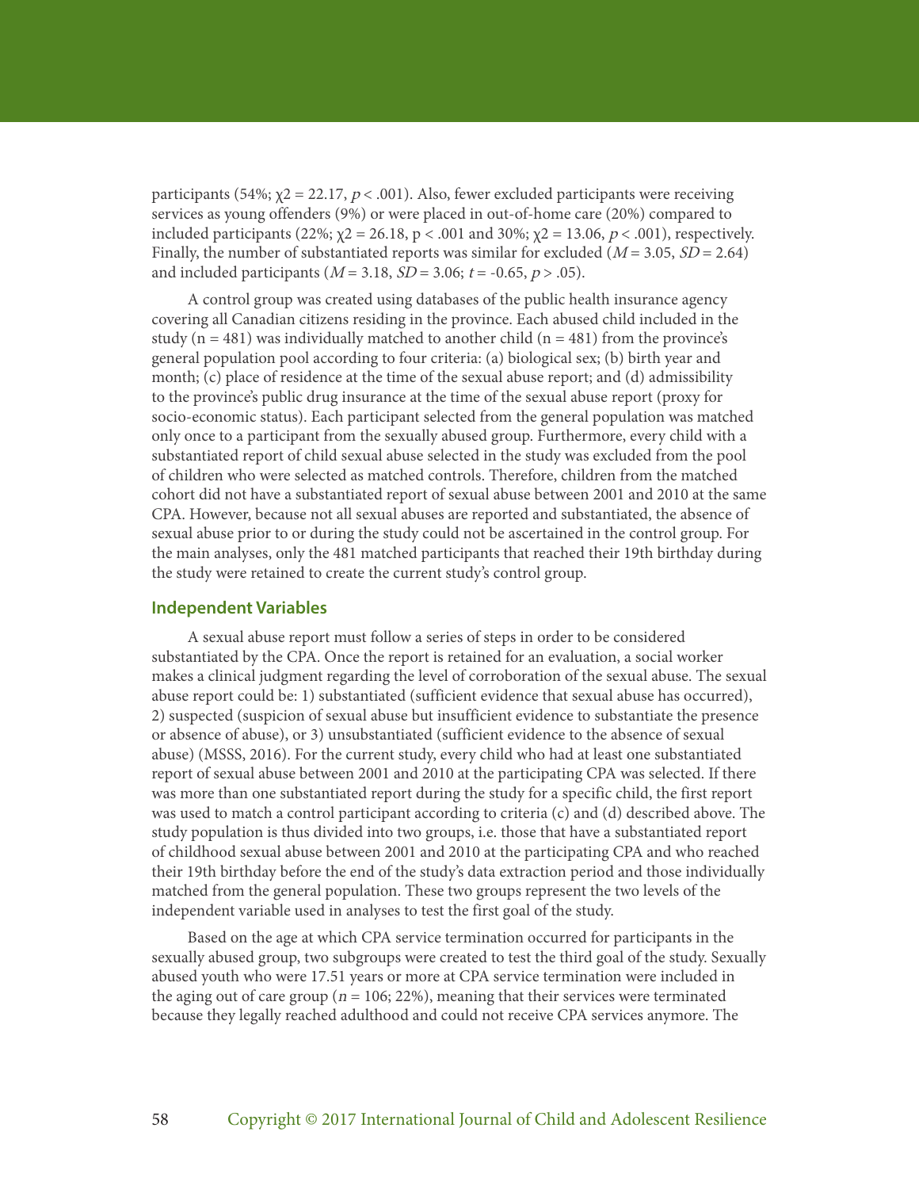participants (54%; $\chi2 = 22.17$, $p < .001$). Also, fewer excluded participants were receiving services as young offenders (9%) or were placed in out-of-home care (20%) compared to included participants (22%; $\chi2 = 26.18$, $p < .001$ and 30%; $\chi2 = 13.06$, $p < .001$), respectively. Finally, the number of substantiated reports was similar for excluded ($M = 3.05$, $SD = 2.64$) and included participants ($M = 3.18$, $SD = 3.06$; $t = -0.65$, $p > .05$).

A control group was created using databases of the public health insurance agency covering all Canadian citizens residing in the province. Each abused child included in the study ($n = 481$) was individually matched to another child ($n = 481$) from the province's general population pool according to four criteria: (a) biological sex; (b) birth year and month; (c) place of residence at the time of the sexual abuse report; and (d) admissibility to the province's public drug insurance at the time of the sexual abuse report (proxy for socio-economic status). Each participant selected from the general population was matched only once to a participant from the sexually abused group. Furthermore, every child with a substantiated report of child sexual abuse selected in the study was excluded from the pool of children who were selected as matched controls. Therefore, children from the matched cohort did not have a substantiated report of sexual abuse between 2001 and 2010 at the same CPA. However, because not all sexual abuses are reported and substantiated, the absence of sexual abuse prior to or during the study could not be ascertained in the control group. For the main analyses, only the 481 matched participants that reached their 19th birthday during the study were retained to create the current study's control group.

### Independent Variables

A sexual abuse report must follow a series of steps in order to be considered substantiated by the CPA. Once the report is retained for an evaluation, a social worker makes a clinical judgment regarding the level of corroboration of the sexual abuse. The sexual abuse report could be: 1) substantiated (sufficient evidence that sexual abuse has occurred), 2) suspected (suspicion of sexual abuse but insufficient evidence to substantiate the presence or absence of abuse), or 3) unsubstantiated (sufficient evidence to the absence of sexual abuse) (MSSS, 2016). For the current study, every child who had at least one substantiated report of sexual abuse between 2001 and 2010 at the participating CPA was selected. If there was more than one substantiated report during the study for a specific child, the first report was used to match a control participant according to criteria (c) and (d) described above. The study population is thus divided into two groups, i.e. those that have a substantiated report of childhood sexual abuse between 2001 and 2010 at the participating CPA and who reached their 19th birthday before the end of the study's data extraction period and those individually matched from the general population. These two groups represent the two levels of the independent variable used in analyses to test the first goal of the study.

Based on the age at which CPA service termination occurred for participants in the sexually abused group, two subgroups were created to test the third goal of the study. Sexually abused youth who were 17.51 years or more at CPA service termination were included in the aging out of care group ($n = 106$; 22%), meaning that their services were terminated because they legally reached adulthood and could not receive CPA services anymore. The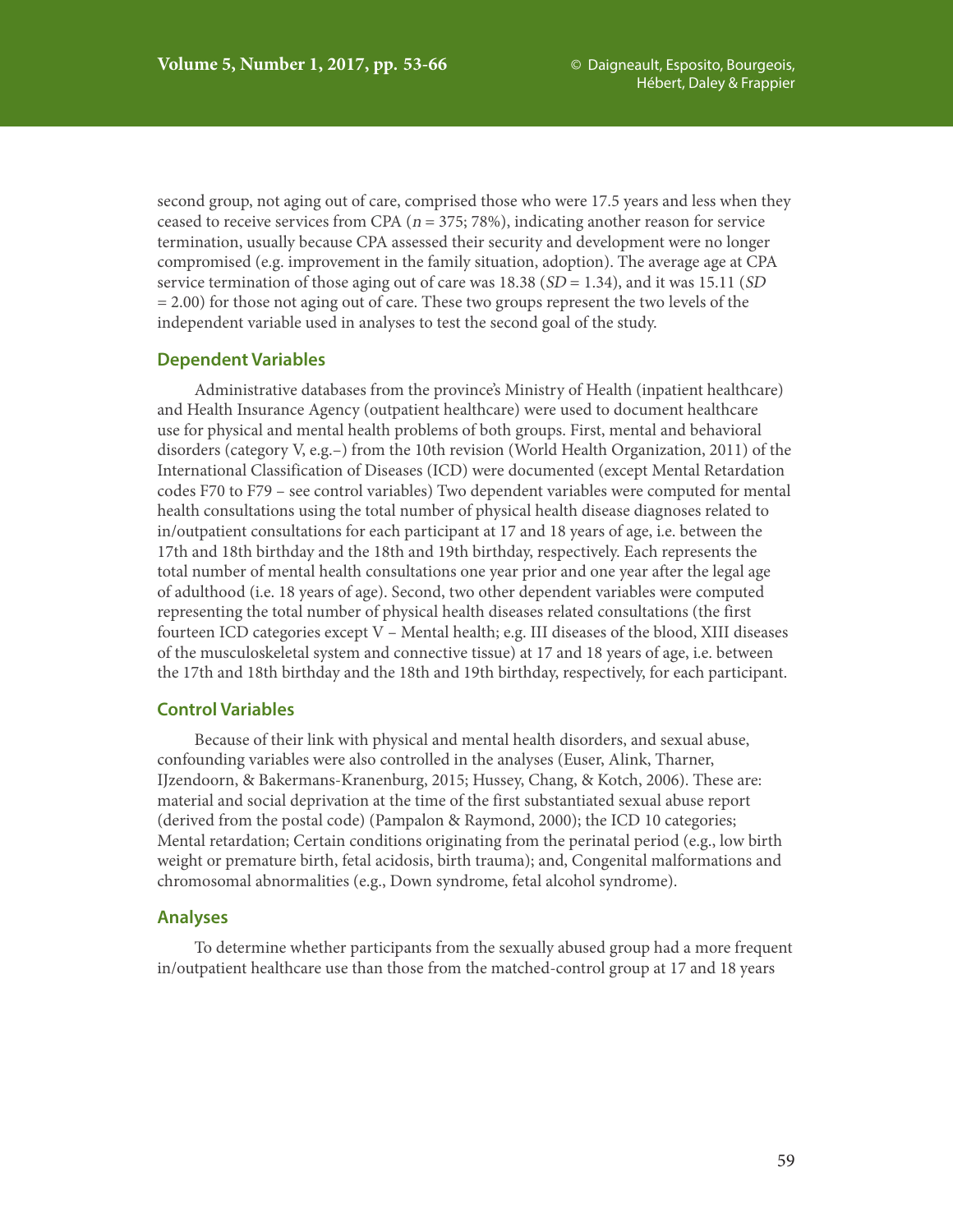second group, not aging out of care, comprised those who were 17.5 years and less when they ceased to receive services from CPA ($n$ = 375; 78%), indicating another reason for service termination, usually because CPA assessed their security and development were no longer compromised (e.g. improvement in the family situation, adoption). The average age at CPA service termination of those aging out of care was 18.38 ($SD$ = 1.34), and it was 15.11 ($SD$ = 2.00) for those not aging out of care. These two groups represent the two levels of the independent variable used in analyses to test the second goal of the study.

### Dependent Variables

Administrative databases from the province's Ministry of Health (inpatient healthcare) and Health Insurance Agency (outpatient healthcare) were used to document healthcare use for physical and mental health problems of both groups. First, mental and behavioral disorders (category V, e.g.–) from the 10th revision (World Health Organization, 2011) of the International Classification of Diseases (ICD) were documented (except Mental Retardation codes F70 to F79 – see control variables) Two dependent variables were computed for mental health consultations using the total number of physical health disease diagnoses related to in/outpatient consultations for each participant at 17 and 18 years of age, i.e. between the 17th and 18th birthday and the 18th and 19th birthday, respectively. Each represents the total number of mental health consultations one year prior and one year after the legal age of adulthood (i.e. 18 years of age). Second, two other dependent variables were computed representing the total number of physical health diseases related consultations (the first fourteen ICD categories except V – Mental health; e.g. III diseases of the blood, XIII diseases of the musculoskeletal system and connective tissue) at 17 and 18 years of age, i.e. between the 17th and 18th birthday and the 18th and 19th birthday, respectively, for each participant.

### Control Variables

Because of their link with physical and mental health disorders, and sexual abuse, confounding variables were also controlled in the analyses (Euser, Alink, Tharner, IJzendoorn, & Bakermans-Kranenburg, 2015; Hussey, Chang, & Kotch, 2006). These are: material and social deprivation at the time of the first substantiated sexual abuse report (derived from the postal code) (Pampalon & Raymond, 2000); the ICD 10 categories; Mental retardation; Certain conditions originating from the perinatal period (e.g., low birth weight or premature birth, fetal acidosis, birth trauma); and, Congenital malformations and chromosomal abnormalities (e.g., Down syndrome, fetal alcohol syndrome).

### Analyses

To determine whether participants from the sexually abused group had a more frequent in/outpatient healthcare use than those from the matched-control group at 17 and 18 years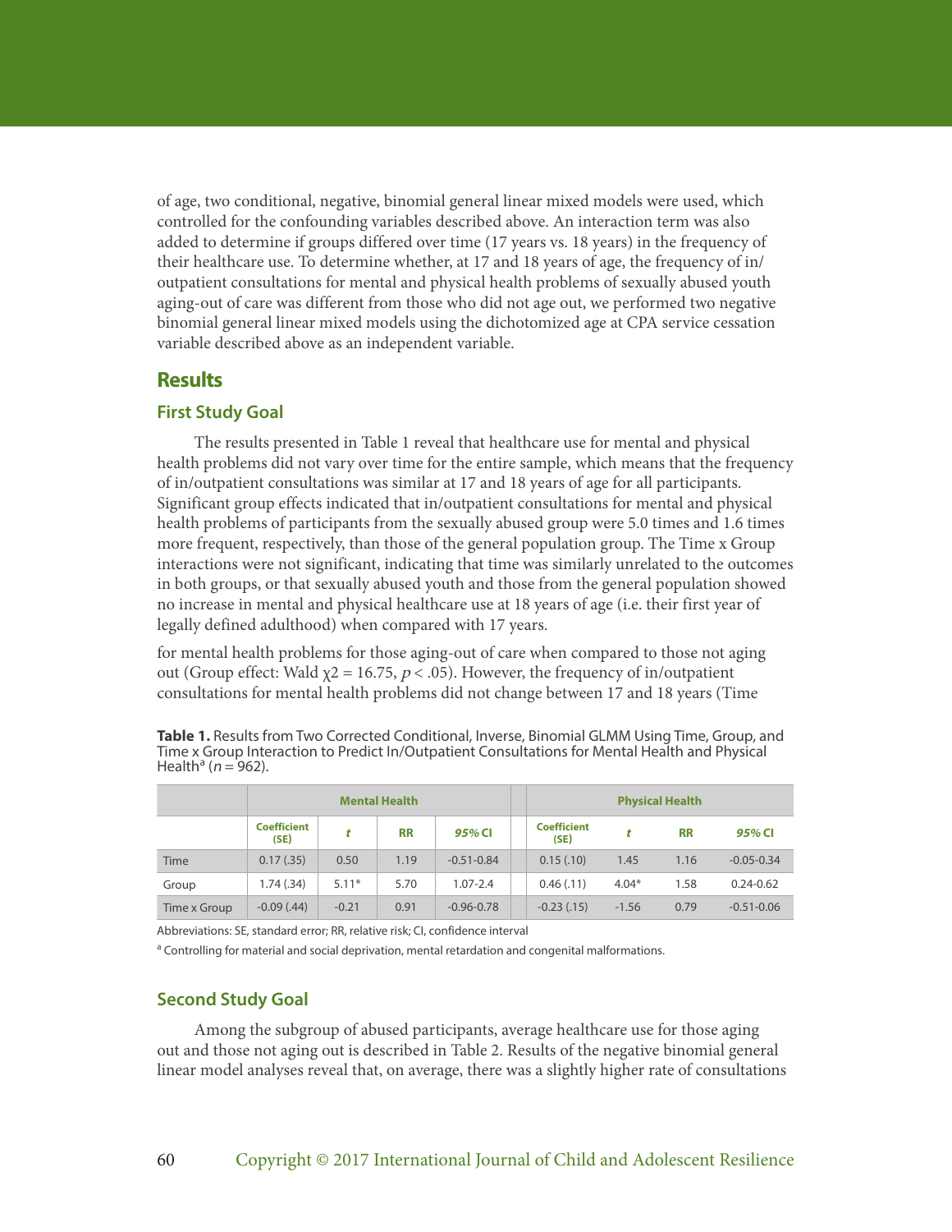of age, two conditional, negative, binomial general linear mixed models were used, which controlled for the confounding variables described above. An interaction term was also added to determine if groups differed over time (17 years vs. 18 years) in the frequency of their healthcare use. To determine whether, at 17 and 18 years of age, the frequency of in/outpatient consultations for mental and physical health problems of sexually abused youth aging-out of care was different from those who did not age out, we performed two negative binomial general linear mixed models using the dichotomized age at CPA service cessation variable described above as an independent variable.

## Results

### First Study Goal

The results presented in Table 1 reveal that healthcare use for mental and physical health problems did not vary over time for the entire sample, which means that the frequency of in/outpatient consultations was similar at 17 and 18 years of age for all participants. Significant group effects indicated that in/outpatient consultations for mental and physical health problems of participants from the sexually abused group were 5.0 times and 1.6 times more frequent, respectively, than those of the general population group. The Time x Group interactions were not significant, indicating that time was similarly unrelated to the outcomes in both groups, or that sexually abused youth and those from the general population showed no increase in mental and physical healthcare use at 18 years of age (i.e. their first year of legally defined adulthood) when compared with 17 years.

for mental health problems for those aging-out of care when compared to those not aging out (Group effect: Wald $\chi2 = 16.75$, $p < .05$). However, the frequency of in/outpatient consultations for mental health problems did not change between 17 and 18 years (Time

**Table 1.** Results from Two Corrected Conditional, Inverse, Binomial GLMM Using Time, Group, and Time x Group Interaction to Predict In/Outpatient Consultations for Mental Health and Physical Health[a] ($n = 962$).

| | Mental Health | | | | Physical Health | | | |
|---|---|---|---|---|---|---|---|---|
| | Coefficient (SE) | *t* | RR | *95%* CI | Coefficient (SE) | *t* | RR | *95%* CI |
| Time | 0.17 (.35) | 0.50 | 1.19 | -0.51-0.84 | 0.15 (.10) | 1.45 | 1.16 | -0.05-0.34 |
| Group | 1.74 (.34) | 5.11* | 5.70 | 1.07-2.4 | 0.46 (.11) | 4.04* | 1.58 | 0.24-0.62 |
| Time x Group | -0.09 (.44) | -0.21 | 0.91 | -0.96-0.78 | -0.23 (.15) | -1.56 | 0.79 | -0.51-0.06 |

Abbreviations: SE, standard error; RR, relative risk; CI, confidence interval

[a] Controlling for material and social deprivation, mental retardation and congenital malformations.

### Second Study Goal

Among the subgroup of abused participants, average healthcare use for those aging out and those not aging out is described in Table 2. Results of the negative binomial general linear model analyses reveal that, on average, there was a slightly higher rate of consultations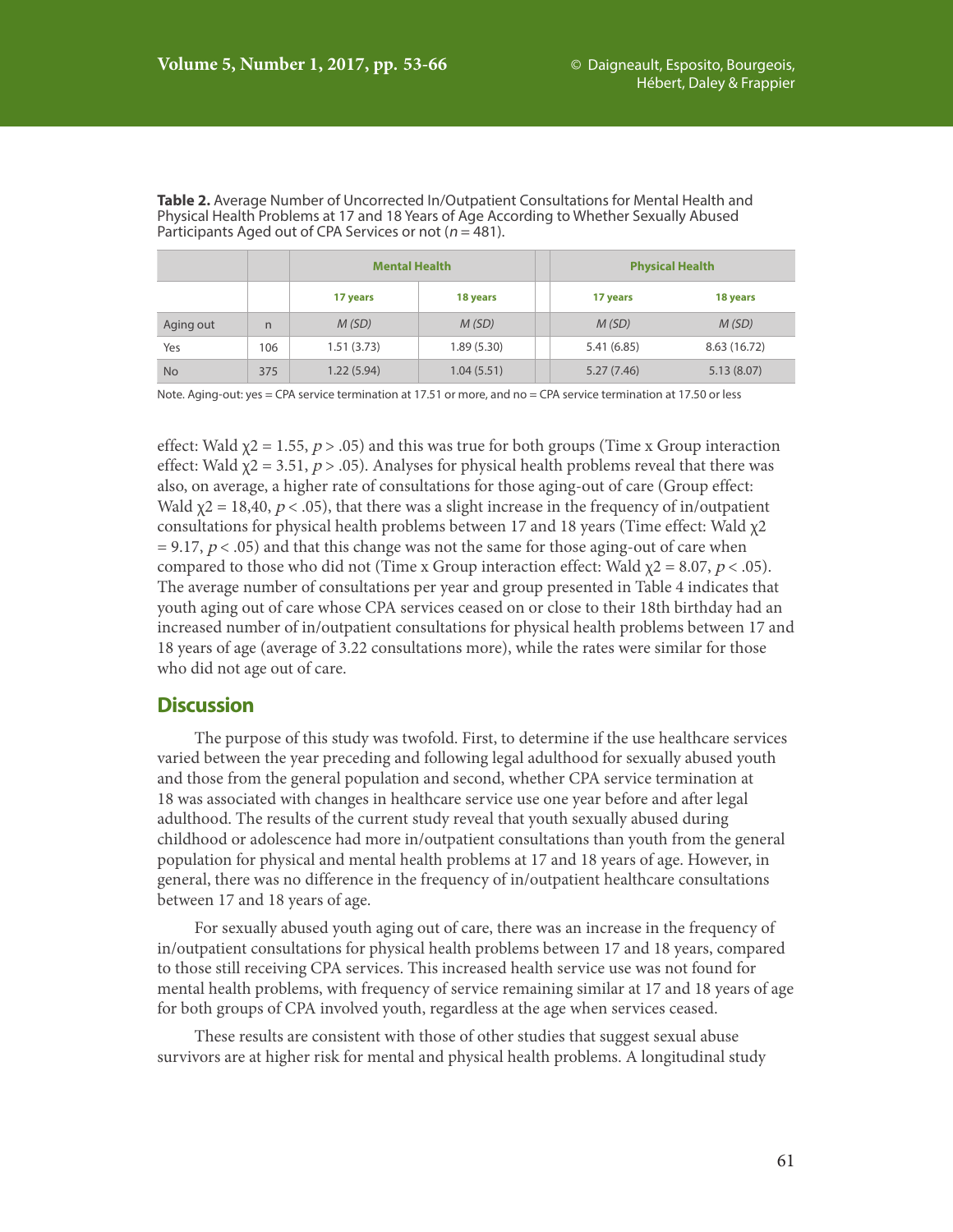**Table 2.** Average Number of Uncorrected In/Outpatient Consultations for Mental Health and Physical Health Problems at 17 and 18 Years of Age According to Whether Sexually Abused Participants Aged out of CPA Services or not ($n = 481$).

| | | Mental Health | | Physical Health | |
|---|---|---|---|---|---|
| | | 17 years | 18 years | 17 years | 18 years |
| Aging out | n | *M (SD)* | *M (SD)* | *M (SD)* | *M (SD)* |
| Yes | 106 | 1.51 (3.73) | 1.89 (5.30) | 5.41 (6.85) | 8.63 (16.72) |
| No | 375 | 1.22 (5.94) | 1.04 (5.51) | 5.27 (7.46) | 5.13 (8.07) |

Note. Aging-out: yes = CPA service termination at 17.51 or more, and no = CPA service termination at 17.50 or less

effect: Wald $\chi2 = 1.55$, $p > .05$) and this was true for both groups (Time x Group interaction effect: Wald $\chi2 = 3.51$, $p > .05$). Analyses for physical health problems reveal that there was also, on average, a higher rate of consultations for those aging-out of care (Group effect: Wald $\chi2 = 18{,}40$, $p < .05$), that there was a slight increase in the frequency of in/outpatient consultations for physical health problems between 17 and 18 years (Time effect: Wald $\chi2 = 9.17$, $p < .05$) and that this change was not the same for those aging-out of care when compared to those who did not (Time x Group interaction effect: Wald $\chi2 = 8.07$, $p < .05$). The average number of consultations per year and group presented in Table 4 indicates that youth aging out of care whose CPA services ceased on or close to their 18th birthday had an increased number of in/outpatient consultations for physical health problems between 17 and 18 years of age (average of 3.22 consultations more), while the rates were similar for those who did not age out of care.

## Discussion

The purpose of this study was twofold. First, to determine if the use healthcare services varied between the year preceding and following legal adulthood for sexually abused youth and those from the general population and second, whether CPA service termination at 18 was associated with changes in healthcare service use one year before and after legal adulthood. The results of the current study reveal that youth sexually abused during childhood or adolescence had more in/outpatient consultations than youth from the general population for physical and mental health problems at 17 and 18 years of age. However, in general, there was no difference in the frequency of in/outpatient healthcare consultations between 17 and 18 years of age.

For sexually abused youth aging out of care, there was an increase in the frequency of in/outpatient consultations for physical health problems between 17 and 18 years, compared to those still receiving CPA services. This increased health service use was not found for mental health problems, with frequency of service remaining similar at 17 and 18 years of age for both groups of CPA involved youth, regardless at the age when services ceased.

These results are consistent with those of other studies that suggest sexual abuse survivors are at higher risk for mental and physical health problems. A longitudinal study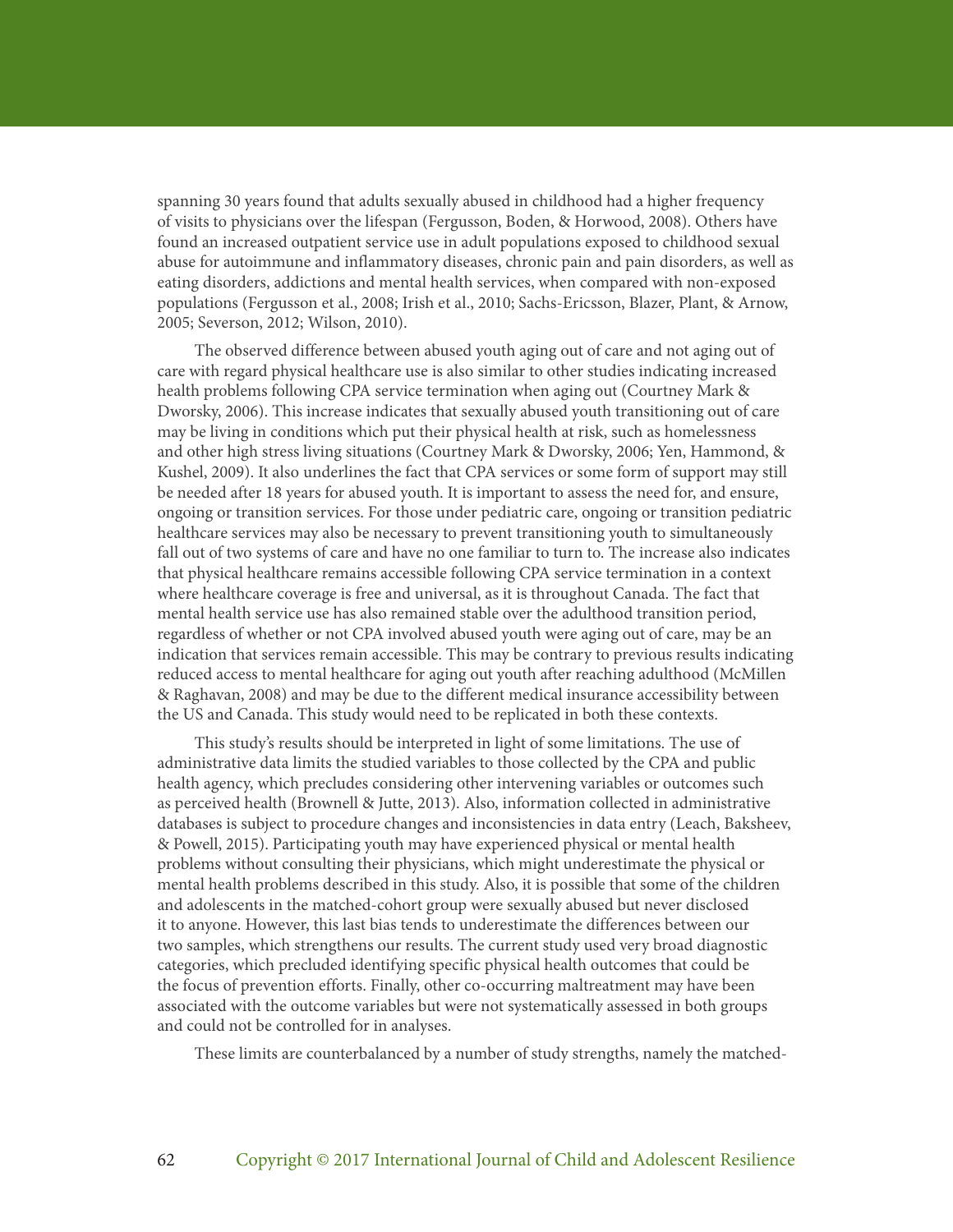spanning 30 years found that adults sexually abused in childhood had a higher frequency of visits to physicians over the lifespan (Fergusson, Boden, & Horwood, 2008). Others have found an increased outpatient service use in adult populations exposed to childhood sexual abuse for autoimmune and inflammatory diseases, chronic pain and pain disorders, as well as eating disorders, addictions and mental health services, when compared with non-exposed populations (Fergusson et al., 2008; Irish et al., 2010; Sachs-Ericsson, Blazer, Plant, & Arnow, 2005; Severson, 2012; Wilson, 2010).

The observed difference between abused youth aging out of care and not aging out of care with regard physical healthcare use is also similar to other studies indicating increased health problems following CPA service termination when aging out (Courtney Mark & Dworsky, 2006). This increase indicates that sexually abused youth transitioning out of care may be living in conditions which put their physical health at risk, such as homelessness and other high stress living situations (Courtney Mark & Dworsky, 2006; Yen, Hammond, & Kushel, 2009). It also underlines the fact that CPA services or some form of support may still be needed after 18 years for abused youth. It is important to assess the need for, and ensure, ongoing or transition services. For those under pediatric care, ongoing or transition pediatric healthcare services may also be necessary to prevent transitioning youth to simultaneously fall out of two systems of care and have no one familiar to turn to. The increase also indicates that physical healthcare remains accessible following CPA service termination in a context where healthcare coverage is free and universal, as it is throughout Canada. The fact that mental health service use has also remained stable over the adulthood transition period, regardless of whether or not CPA involved abused youth were aging out of care, may be an indication that services remain accessible. This may be contrary to previous results indicating reduced access to mental healthcare for aging out youth after reaching adulthood (McMillen & Raghavan, 2008) and may be due to the different medical insurance accessibility between the US and Canada. This study would need to be replicated in both these contexts.

This study's results should be interpreted in light of some limitations. The use of administrative data limits the studied variables to those collected by the CPA and public health agency, which precludes considering other intervening variables or outcomes such as perceived health (Brownell & Jutte, 2013). Also, information collected in administrative databases is subject to procedure changes and inconsistencies in data entry (Leach, Baksheev, & Powell, 2015). Participating youth may have experienced physical or mental health problems without consulting their physicians, which might underestimate the physical or mental health problems described in this study. Also, it is possible that some of the children and adolescents in the matched-cohort group were sexually abused but never disclosed it to anyone. However, this last bias tends to underestimate the differences between our two samples, which strengthens our results. The current study used very broad diagnostic categories, which precluded identifying specific physical health outcomes that could be the focus of prevention efforts. Finally, other co-occurring maltreatment may have been associated with the outcome variables but were not systematically assessed in both groups and could not be controlled for in analyses.

These limits are counterbalanced by a number of study strengths, namely the matched-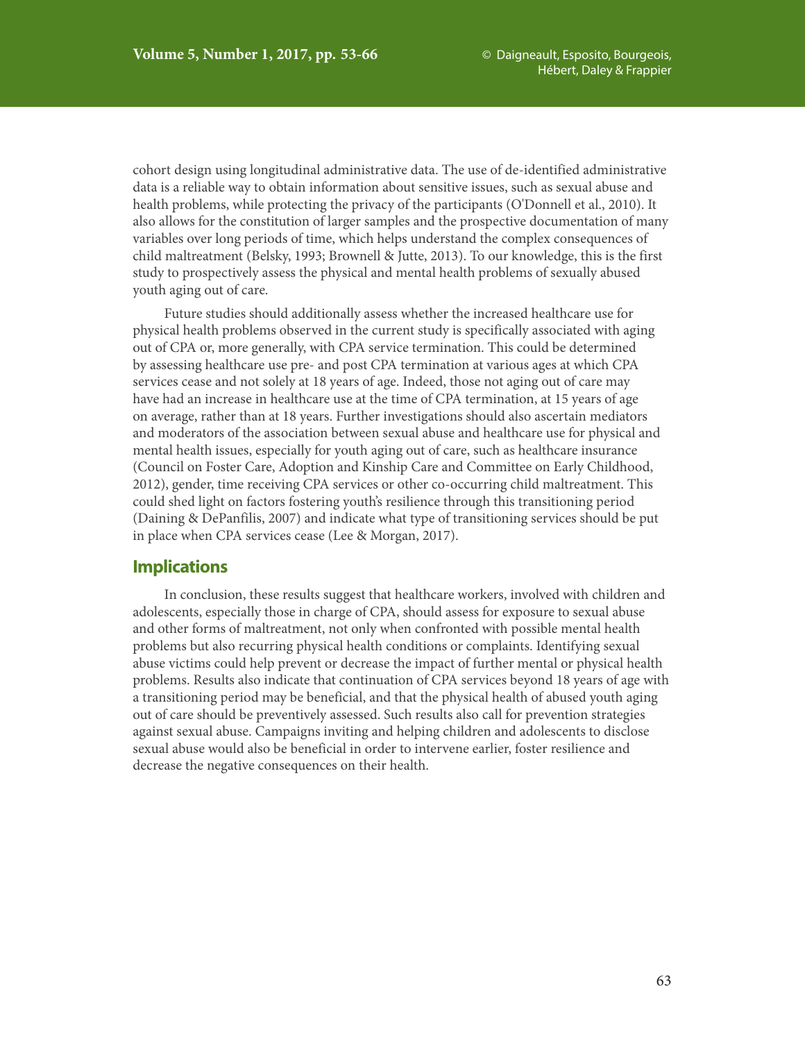cohort design using longitudinal administrative data. The use of de-identified administrative data is a reliable way to obtain information about sensitive issues, such as sexual abuse and health problems, while protecting the privacy of the participants (O'Donnell et al., 2010). It also allows for the constitution of larger samples and the prospective documentation of many variables over long periods of time, which helps understand the complex consequences of child maltreatment (Belsky, 1993; Brownell & Jutte, 2013). To our knowledge, this is the first study to prospectively assess the physical and mental health problems of sexually abused youth aging out of care.

Future studies should additionally assess whether the increased healthcare use for physical health problems observed in the current study is specifically associated with aging out of CPA or, more generally, with CPA service termination. This could be determined by assessing healthcare use pre- and post CPA termination at various ages at which CPA services cease and not solely at 18 years of age. Indeed, those not aging out of care may have had an increase in healthcare use at the time of CPA termination, at 15 years of age on average, rather than at 18 years. Further investigations should also ascertain mediators and moderators of the association between sexual abuse and healthcare use for physical and mental health issues, especially for youth aging out of care, such as healthcare insurance (Council on Foster Care, Adoption and Kinship Care and Committee on Early Childhood, 2012), gender, time receiving CPA services or other co-occurring child maltreatment. This could shed light on factors fostering youth's resilience through this transitioning period (Daining & DePanfilis, 2007) and indicate what type of transitioning services should be put in place when CPA services cease (Lee & Morgan, 2017).

## Implications

In conclusion, these results suggest that healthcare workers, involved with children and adolescents, especially those in charge of CPA, should assess for exposure to sexual abuse and other forms of maltreatment, not only when confronted with possible mental health problems but also recurring physical health conditions or complaints. Identifying sexual abuse victims could help prevent or decrease the impact of further mental or physical health problems. Results also indicate that continuation of CPA services beyond 18 years of age with a transitioning period may be beneficial, and that the physical health of abused youth aging out of care should be preventively assessed. Such results also call for prevention strategies against sexual abuse. Campaigns inviting and helping children and adolescents to disclose sexual abuse would also be beneficial in order to intervene earlier, foster resilience and decrease the negative consequences on their health.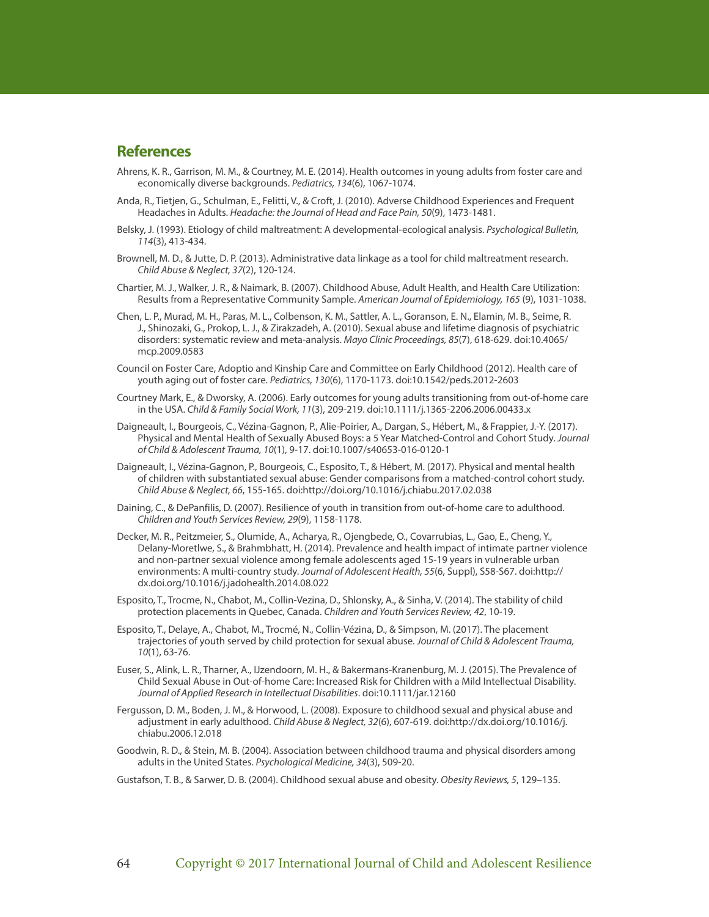## References

Ahrens, K. R., Garrison, M. M., & Courtney, M. E. (2014). Health outcomes in young adults from foster care and economically diverse backgrounds. *Pediatrics, 134*(6), 1067-1074.

Anda, R., Tietjen, G., Schulman, E., Felitti, V., & Croft, J. (2010). Adverse Childhood Experiences and Frequent Headaches in Adults. *Headache: the Journal of Head and Face Pain, 50*(9), 1473-1481.

Belsky, J. (1993). Etiology of child maltreatment: A developmental-ecological analysis. *Psychological Bulletin, 114*(3), 413-434.

Brownell, M. D., & Jutte, D. P. (2013). Administrative data linkage as a tool for child maltreatment research. *Child Abuse & Neglect, 37*(2), 120-124.

Chartier, M. J., Walker, J. R., & Naimark, B. (2007). Childhood Abuse, Adult Health, and Health Care Utilization: Results from a Representative Community Sample. *American Journal of Epidemiology, 165* (9), 1031-1038.

Chen, L. P., Murad, M. H., Paras, M. L., Colbenson, K. M., Sattler, A. L., Goranson, E. N., Elamin, M. B., Seime, R. J., Shinozaki, G., Prokop, L. J., & Zirakzadeh, A. (2010). Sexual abuse and lifetime diagnosis of psychiatric disorders: systematic review and meta-analysis. *Mayo Clinic Proceedings, 85*(7), 618-629. doi:10.4065/mcp.2009.0583

Council on Foster Care, Adoptio and Kinship Care and Committee on Early Childhood (2012). Health care of youth aging out of foster care. *Pediatrics, 130*(6), 1170-1173. doi:10.1542/peds.2012-2603

Courtney Mark, E., & Dworsky, A. (2006). Early outcomes for young adults transitioning from out-of-home care in the USA. *Child & Family Social Work, 11*(3), 209-219. doi:10.1111/j.1365-2206.2006.00433.x

Daigneault, I., Bourgeois, C., Vézina-Gagnon, P., Alie-Poirier, A., Dargan, S., Hébert, M., & Frappier, J.-Y. (2017). Physical and Mental Health of Sexually Abused Boys: a 5 Year Matched-Control and Cohort Study. *Journal of Child & Adolescent Trauma, 10*(1), 9-17. doi:10.1007/s40653-016-0120-1

Daigneault, I., Vézina-Gagnon, P., Bourgeois, C., Esposito, T., & Hébert, M. (2017). Physical and mental health of children with substantiated sexual abuse: Gender comparisons from a matched-control cohort study. *Child Abuse & Neglect, 66*, 155-165. doi:http://doi.org/10.1016/j.chiabu.2017.02.038

Daining, C., & DePanfilis, D. (2007). Resilience of youth in transition from out-of-home care to adulthood. *Children and Youth Services Review, 29*(9), 1158-1178.

Decker, M. R., Peitzmeier, S., Olumide, A., Acharya, R., Ojengbede, O., Covarrubias, L., Gao, E., Cheng, Y., Delany-Moretlwe, S., & Brahmbhatt, H. (2014). Prevalence and health impact of intimate partner violence and non-partner sexual violence among female adolescents aged 15-19 years in vulnerable urban environments: A multi-country study. *Journal of Adolescent Health, 55*(6, Suppl), S58-S67. doi:http://dx.doi.org/10.1016/j.jadohealth.2014.08.022

Esposito, T., Trocme, N., Chabot, M., Collin-Vezina, D., Shlonsky, A., & Sinha, V. (2014). The stability of child protection placements in Quebec, Canada. *Children and Youth Services Review, 42*, 10-19.

Esposito, T., Delaye, A., Chabot, M., Trocmé, N., Collin-Vézina, D., & Simpson, M. (2017). The placement trajectories of youth served by child protection for sexual abuse. *Journal of Child & Adolescent Trauma, 10*(1), 63-76.

Euser, S., Alink, L. R., Tharner, A., IJzendoorn, M. H., & Bakermans-Kranenburg, M. J. (2015). The Prevalence of Child Sexual Abuse in Out-of-home Care: Increased Risk for Children with a Mild Intellectual Disability. *Journal of Applied Research in Intellectual Disabilities*. doi:10.1111/jar.12160

Fergusson, D. M., Boden, J. M., & Horwood, L. (2008). Exposure to childhood sexual and physical abuse and adjustment in early adulthood. *Child Abuse & Neglect, 32*(6), 607-619. doi:http://dx.doi.org/10.1016/j.chiabu.2006.12.018

Goodwin, R. D., & Stein, M. B. (2004). Association between childhood trauma and physical disorders among adults in the United States. *Psychological Medicine, 34*(3), 509-20.

Gustafson, T. B., & Sarwer, D. B. (2004). Childhood sexual abuse and obesity. *Obesity Reviews, 5*, 129–135.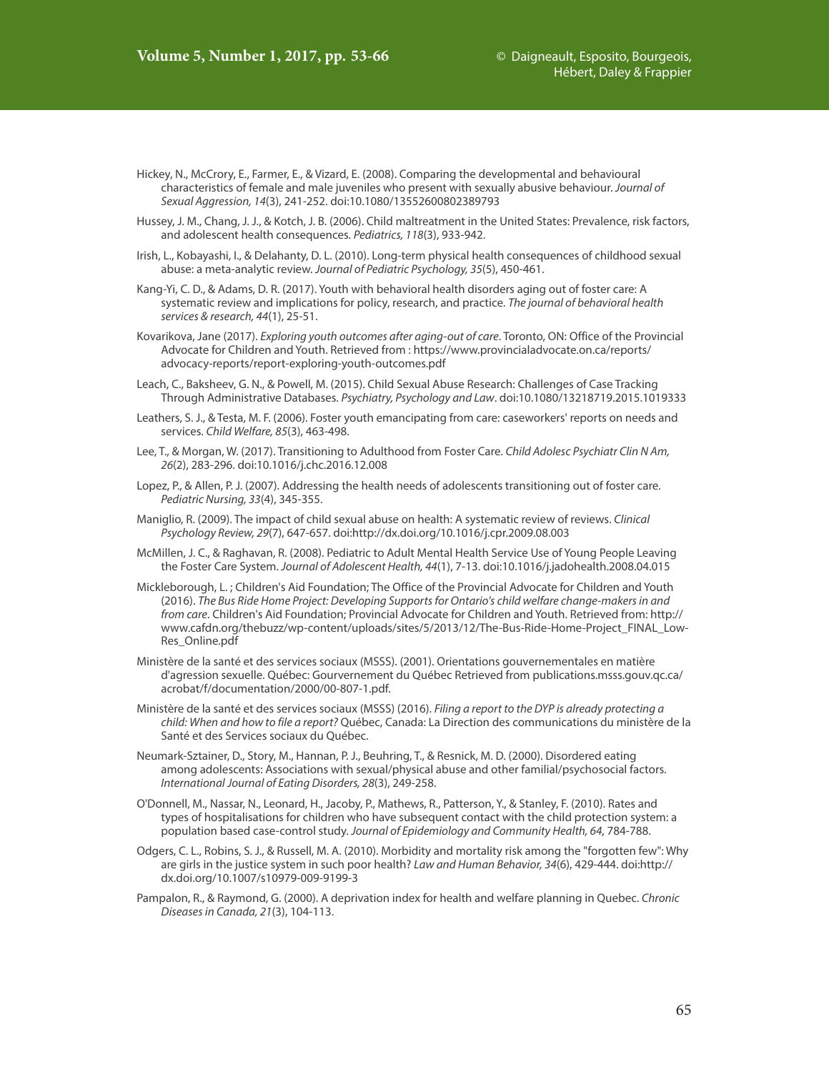Hickey, N., McCrory, E., Farmer, E., & Vizard, E. (2008). Comparing the developmental and behavioural characteristics of female and male juveniles who present with sexually abusive behaviour. *Journal of Sexual Aggression, 14*(3), 241-252. doi:10.1080/13552600802389793

Hussey, J. M., Chang, J. J., & Kotch, J. B. (2006). Child maltreatment in the United States: Prevalence, risk factors, and adolescent health consequences. *Pediatrics, 118*(3), 933-942.

Irish, L., Kobayashi, I., & Delahanty, D. L. (2010). Long-term physical health consequences of childhood sexual abuse: a meta-analytic review. *Journal of Pediatric Psychology, 35*(5), 450-461.

Kang-Yi, C. D., & Adams, D. R. (2017). Youth with behavioral health disorders aging out of foster care: A systematic review and implications for policy, research, and practice. *The journal of behavioral health services & research, 44*(1), 25-51.

Kovarikova, Jane (2017). *Exploring youth outcomes after aging-out of care*. Toronto, ON: Office of the Provincial Advocate for Children and Youth. Retrieved from : https://www.provincialadvocate.on.ca/reports/advocacy-reports/report-exploring-youth-outcomes.pdf

Leach, C., Baksheev, G. N., & Powell, M. (2015). Child Sexual Abuse Research: Challenges of Case Tracking Through Administrative Databases. *Psychiatry, Psychology and Law*. doi:10.1080/13218719.2015.1019333

Leathers, S. J., & Testa, M. F. (2006). Foster youth emancipating from care: caseworkers' reports on needs and services. *Child Welfare, 85*(3), 463-498.

Lee, T., & Morgan, W. (2017). Transitioning to Adulthood from Foster Care. *Child Adolesc Psychiatr Clin N Am, 26*(2), 283-296. doi:10.1016/j.chc.2016.12.008

Lopez, P., & Allen, P. J. (2007). Addressing the health needs of adolescents transitioning out of foster care. *Pediatric Nursing, 33*(4), 345-355.

Maniglio, R. (2009). The impact of child sexual abuse on health: A systematic review of reviews. *Clinical Psychology Review, 29*(7), 647-657. doi:http://dx.doi.org/10.1016/j.cpr.2009.08.003

McMillen, J. C., & Raghavan, R. (2008). Pediatric to Adult Mental Health Service Use of Young People Leaving the Foster Care System. *Journal of Adolescent Health, 44*(1), 7-13. doi:10.1016/j.jadohealth.2008.04.015

Mickleborough, L. ; Children's Aid Foundation; The Office of the Provincial Advocate for Children and Youth (2016). *The Bus Ride Home Project: Developing Supports for Ontario's child welfare change-makers in and from care*. Children's Aid Foundation; Provincial Advocate for Children and Youth. Retrieved from: http://www.cafdn.org/thebuzz/wp-content/uploads/sites/5/2013/12/The-Bus-Ride-Home-Project_FINAL_Low-Res_Online.pdf

Ministère de la santé et des services sociaux (MSSS). (2001). Orientations gouvernementales en matière d'agression sexuelle. Québec: Gourvernement du Québec Retrieved from publications.msss.gouv.qc.ca/acrobat/f/documentation/2000/00-807-1.pdf.

Ministère de la santé et des services sociaux (MSSS) (2016). *Filing a report to the DYP is already protecting a child: When and how to file a report?* Québec, Canada: La Direction des communications du ministère de la Santé et des Services sociaux du Québec.

Neumark-Sztainer, D., Story, M., Hannan, P. J., Beuhring, T., & Resnick, M. D. (2000). Disordered eating among adolescents: Associations with sexual/physical abuse and other familial/psychosocial factors. *International Journal of Eating Disorders, 28*(3), 249-258.

O'Donnell, M., Nassar, N., Leonard, H., Jacoby, P., Mathews, R., Patterson, Y., & Stanley, F. (2010). Rates and types of hospitalisations for children who have subsequent contact with the child protection system: a population based case-control study. *Journal of Epidemiology and Community Health, 64*, 784-788.

Odgers, C. L., Robins, S. J., & Russell, M. A. (2010). Morbidity and mortality risk among the "forgotten few": Why are girls in the justice system in such poor health? *Law and Human Behavior, 34*(6), 429-444. doi:http://dx.doi.org/10.1007/s10979-009-9199-3

Pampalon, R., & Raymond, G. (2000). A deprivation index for health and welfare planning in Quebec. *Chronic Diseases in Canada, 21*(3), 104-113.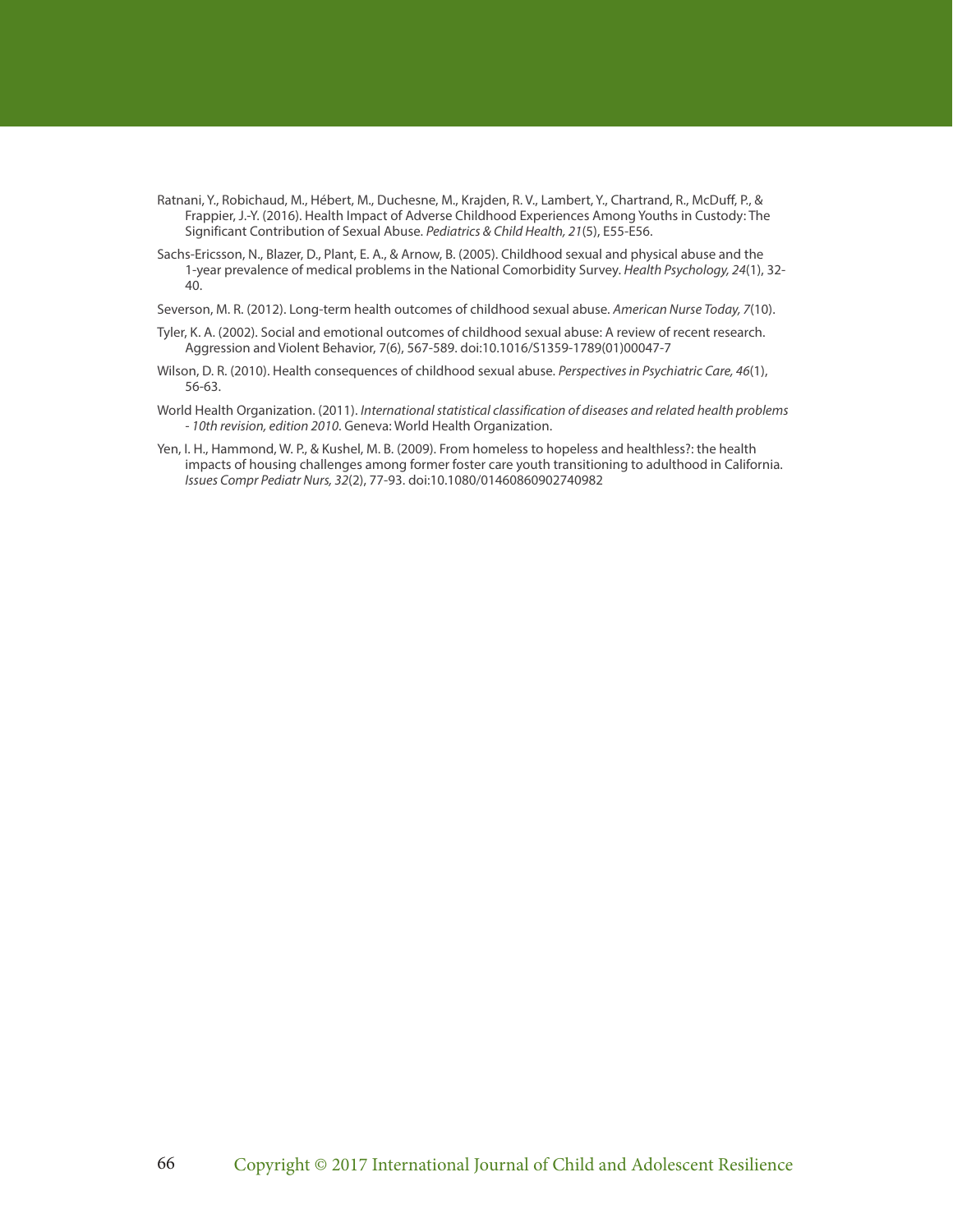Ratnani, Y., Robichaud, M., Hébert, M., Duchesne, M., Krajden, R. V., Lambert, Y., Chartrand, R., McDuff, P., & Frappier, J.-Y. (2016). Health Impact of Adverse Childhood Experiences Among Youths in Custody: The Significant Contribution of Sexual Abuse. *Pediatrics & Child Health, 21*(5), E55-E56.

Sachs-Ericsson, N., Blazer, D., Plant, E. A., & Arnow, B. (2005). Childhood sexual and physical abuse and the 1-year prevalence of medical problems in the National Comorbidity Survey. *Health Psychology, 24*(1), 32-40.

Severson, M. R. (2012). Long-term health outcomes of childhood sexual abuse. *American Nurse Today, 7*(10).

Tyler, K. A. (2002). Social and emotional outcomes of childhood sexual abuse: A review of recent research. Aggression and Violent Behavior, 7(6), 567-589. doi:10.1016/S1359-1789(01)00047-7

Wilson, D. R. (2010). Health consequences of childhood sexual abuse. *Perspectives in Psychiatric Care, 46*(1), 56-63.

World Health Organization. (2011). *International statistical classification of diseases and related health problems - 10th revision, edition 2010*. Geneva: World Health Organization.

Yen, I. H., Hammond, W. P., & Kushel, M. B. (2009). From homeless to hopeless and healthless?: the health impacts of housing challenges among former foster care youth transitioning to adulthood in California. *Issues Compr Pediatr Nurs, 32*(2), 77-93. doi:10.1080/01460860902740982